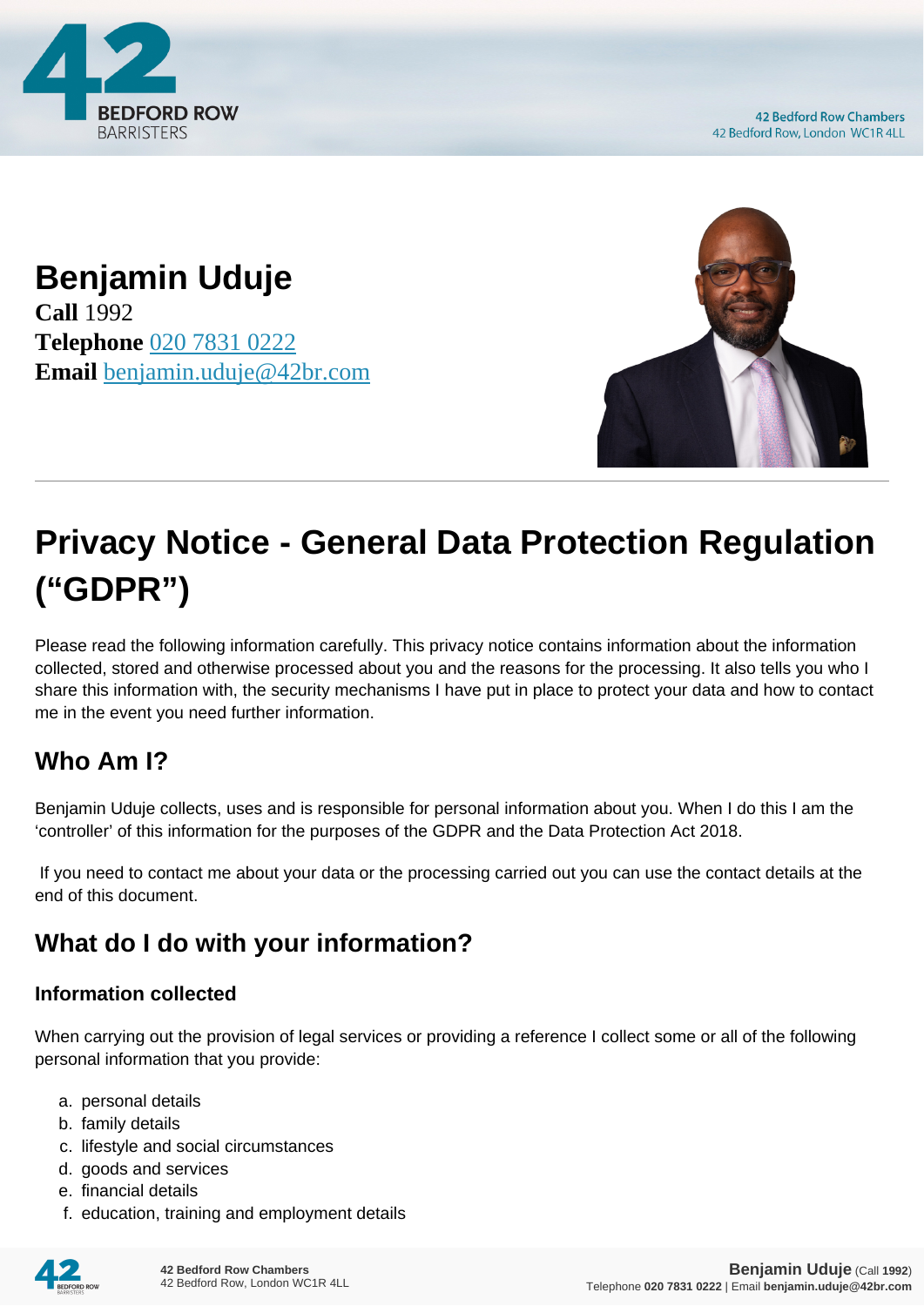# Benjamin Uduje

**Call** 1992
**Telephone** 020 7831 0222
**Email** benjamin.uduje@42br.com

# Privacy Notice - General Data Protection Regulation ("GDPR")

Please read the following information carefully. This privacy notice contains information about the information collected, stored and otherwise processed about you and the reasons for the processing. It also tells you who I share this information with, the security mechanisms I have put in place to protect your data and how to contact me in the event you need further information.

## Who Am I?

Benjamin Uduje collects, uses and is responsible for personal information about you. When I do this I am the 'controller' of this information for the purposes of the GDPR and the Data Protection Act 2018.

If you need to contact me about your data or the processing carried out you can use the contact details at the end of this document.

## What do I do with your information?

### Information collected

When carrying out the provision of legal services or providing a reference I collect some or all of the following personal information that you provide:

a. personal details
b. family details
c. lifestyle and social circumstances
d. goods and services
e. financial details
f. education, training and employment details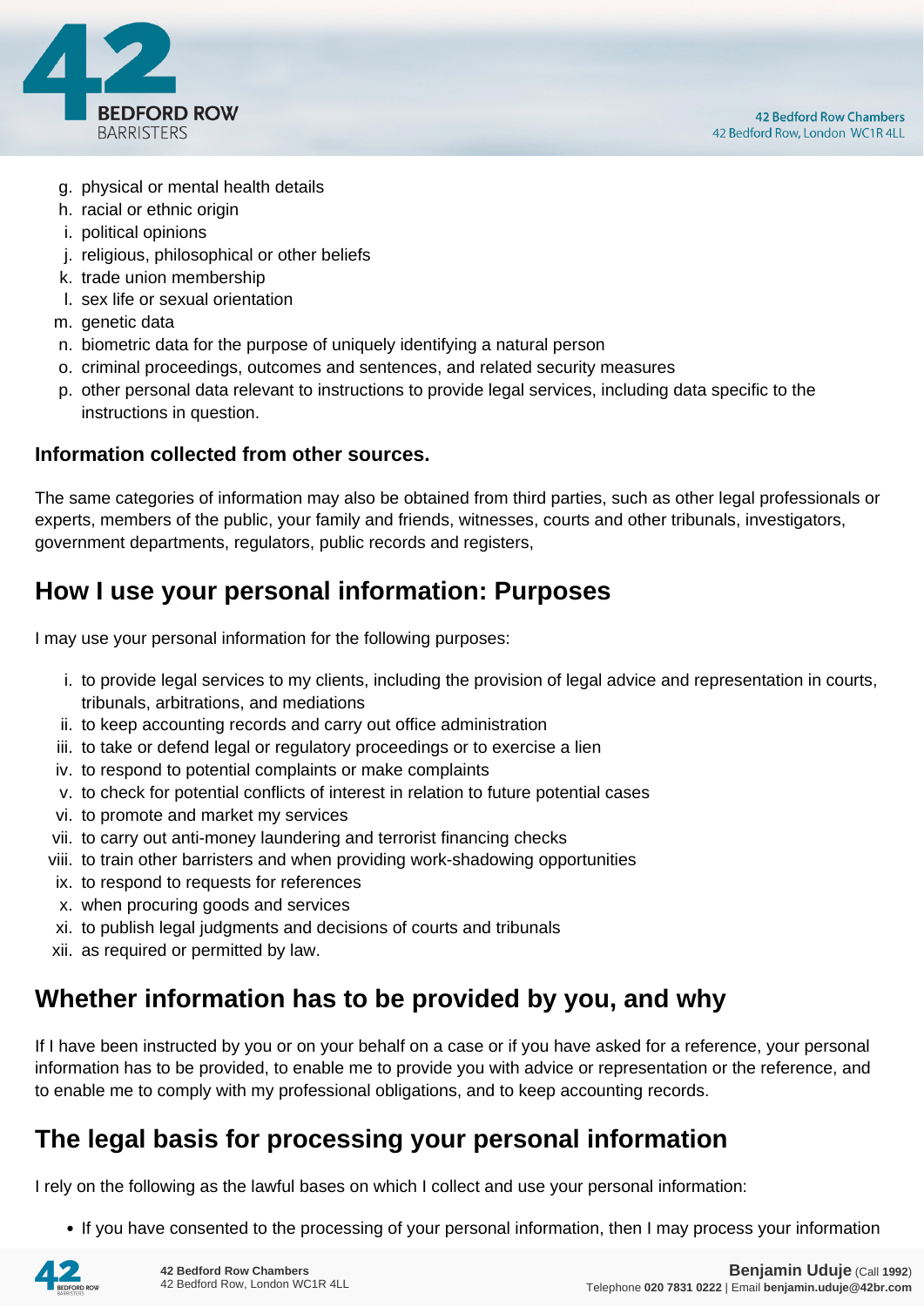g. physical or mental health details
h. racial or ethnic origin
i. political opinions
j. religious, philosophical or other beliefs
k. trade union membership
l. sex life or sexual orientation
m. genetic data
n. biometric data for the purpose of uniquely identifying a natural person
o. criminal proceedings, outcomes and sentences, and related security measures
p. other personal data relevant to instructions to provide legal services, including data specific to the instructions in question.

**Information collected from other sources.**

The same categories of information may also be obtained from third parties, such as other legal professionals or experts, members of the public, your family and friends, witnesses, courts and other tribunals, investigators, government departments, regulators, public records and registers,

## How I use your personal information: Purposes

I may use your personal information for the following purposes:

i. to provide legal services to my clients, including the provision of legal advice and representation in courts, tribunals, arbitrations, and mediations
ii. to keep accounting records and carry out office administration
iii. to take or defend legal or regulatory proceedings or to exercise a lien
iv. to respond to potential complaints or make complaints
v. to check for potential conflicts of interest in relation to future potential cases
vi. to promote and market my services
vii. to carry out anti-money laundering and terrorist financing checks
viii. to train other barristers and when providing work-shadowing opportunities
ix. to respond to requests for references
x. when procuring goods and services
xi. to publish legal judgments and decisions of courts and tribunals
xii. as required or permitted by law.

## Whether information has to be provided by you, and why

If I have been instructed by you or on your behalf on a case or if you have asked for a reference, your personal information has to be provided, to enable me to provide you with advice or representation or the reference, and to enable me to comply with my professional obligations, and to keep accounting records.

## The legal basis for processing your personal information

I rely on the following as the lawful bases on which I collect and use your personal information:

- If you have consented to the processing of your personal information, then I may process your information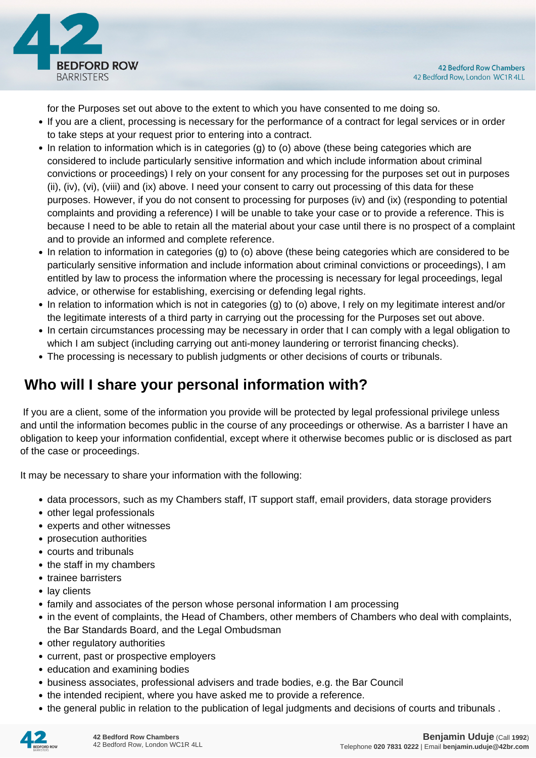for the Purposes set out above to the extent to which you have consented to me doing so.

- If you are a client, processing is necessary for the performance of a contract for legal services or in order to take steps at your request prior to entering into a contract.
- In relation to information which is in categories (g) to (o) above (these being categories which are considered to include particularly sensitive information and which include information about criminal convictions or proceedings) I rely on your consent for any processing for the purposes set out in purposes (ii), (iv), (vi), (viii) and (ix) above. I need your consent to carry out processing of this data for these purposes. However, if you do not consent to processing for purposes (iv) and (ix) (responding to potential complaints and providing a reference) I will be unable to take your case or to provide a reference. This is because I need to be able to retain all the material about your case until there is no prospect of a complaint and to provide an informed and complete reference.
- In relation to information in categories (g) to (o) above (these being categories which are considered to be particularly sensitive information and include information about criminal convictions or proceedings), I am entitled by law to process the information where the processing is necessary for legal proceedings, legal advice, or otherwise for establishing, exercising or defending legal rights.
- In relation to information which is not in categories (g) to (o) above, I rely on my legitimate interest and/or the legitimate interests of a third party in carrying out the processing for the Purposes set out above.
- In certain circumstances processing may be necessary in order that I can comply with a legal obligation to which I am subject (including carrying out anti-money laundering or terrorist financing checks).
- The processing is necessary to publish judgments or other decisions of courts or tribunals.

## Who will I share your personal information with?

If you are a client, some of the information you provide will be protected by legal professional privilege unless and until the information becomes public in the course of any proceedings or otherwise. As a barrister I have an obligation to keep your information confidential, except where it otherwise becomes public or is disclosed as part of the case or proceedings.

It may be necessary to share your information with the following:

- data processors, such as my Chambers staff, IT support staff, email providers, data storage providers
- other legal professionals
- experts and other witnesses
- prosecution authorities
- courts and tribunals
- the staff in my chambers
- trainee barristers
- lay clients
- family and associates of the person whose personal information I am processing
- in the event of complaints, the Head of Chambers, other members of Chambers who deal with complaints, the Bar Standards Board, and the Legal Ombudsman
- other regulatory authorities
- current, past or prospective employers
- education and examining bodies
- business associates, professional advisers and trade bodies, e.g. the Bar Council
- the intended recipient, where you have asked me to provide a reference.
- the general public in relation to the publication of legal judgments and decisions of courts and tribunals .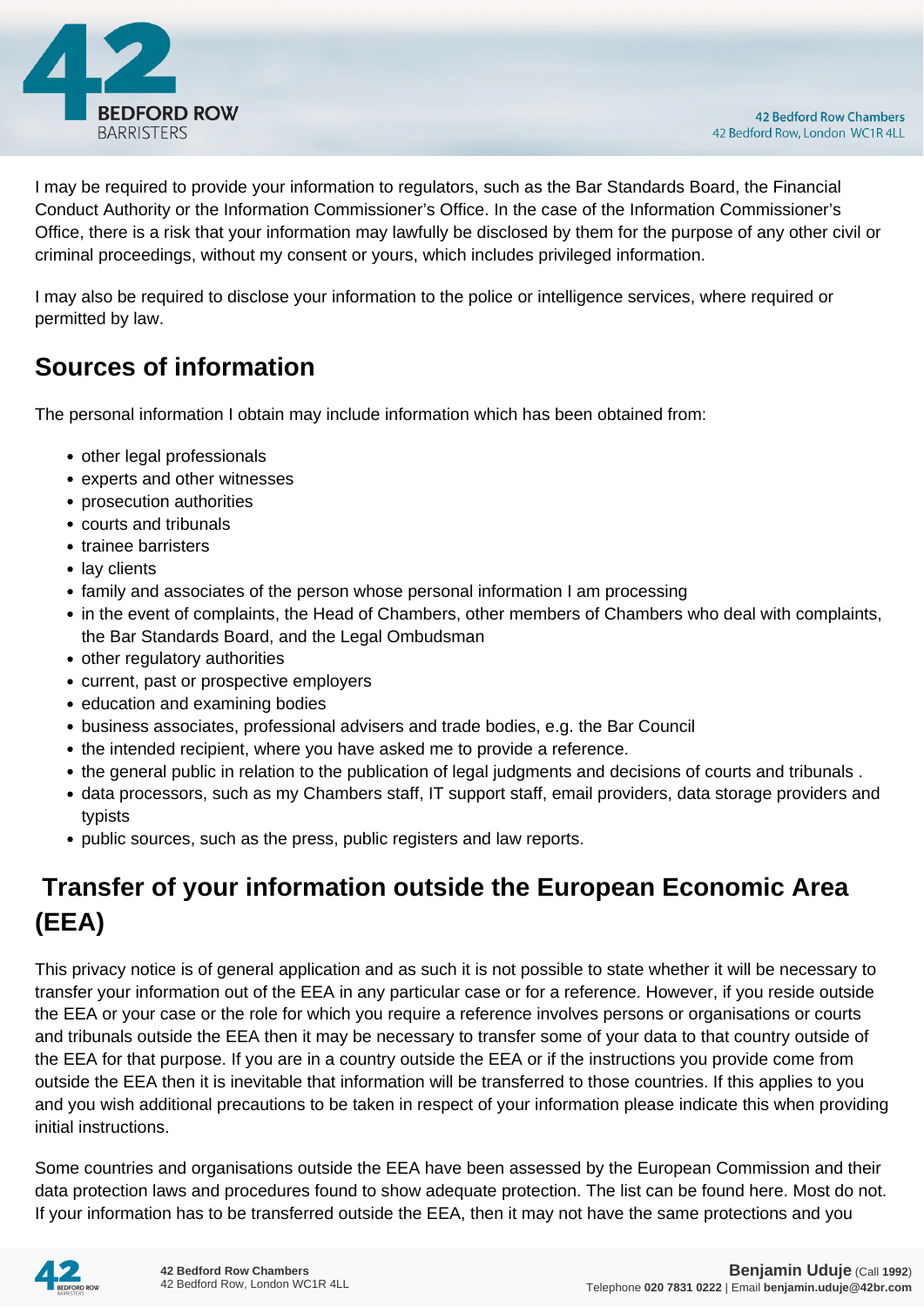I may be required to provide your information to regulators, such as the Bar Standards Board, the Financial Conduct Authority or the Information Commissioner's Office. In the case of the Information Commissioner's Office, there is a risk that your information may lawfully be disclosed by them for the purpose of any other civil or criminal proceedings, without my consent or yours, which includes privileged information.

I may also be required to disclose your information to the police or intelligence services, where required or permitted by law.

## Sources of information

The personal information I obtain may include information which has been obtained from:

- other legal professionals
- experts and other witnesses
- prosecution authorities
- courts and tribunals
- trainee barristers
- lay clients
- family and associates of the person whose personal information I am processing
- in the event of complaints, the Head of Chambers, other members of Chambers who deal with complaints, the Bar Standards Board, and the Legal Ombudsman
- other regulatory authorities
- current, past or prospective employers
- education and examining bodies
- business associates, professional advisers and trade bodies, e.g. the Bar Council
- the intended recipient, where you have asked me to provide a reference.
- the general public in relation to the publication of legal judgments and decisions of courts and tribunals .
- data processors, such as my Chambers staff, IT support staff, email providers, data storage providers and typists
- public sources, such as the press, public registers and law reports.

## Transfer of your information outside the European Economic Area (EEA)

This privacy notice is of general application and as such it is not possible to state whether it will be necessary to transfer your information out of the EEA in any particular case or for a reference. However, if you reside outside the EEA or your case or the role for which you require a reference involves persons or organisations or courts and tribunals outside the EEA then it may be necessary to transfer some of your data to that country outside of the EEA for that purpose. If you are in a country outside the EEA or if the instructions you provide come from outside the EEA then it is inevitable that information will be transferred to those countries. If this applies to you and you wish additional precautions to be taken in respect of your information please indicate this when providing initial instructions.

Some countries and organisations outside the EEA have been assessed by the European Commission and their data protection laws and procedures found to show adequate protection. The list can be found here. Most do not. If your information has to be transferred outside the EEA, then it may not have the same protections and you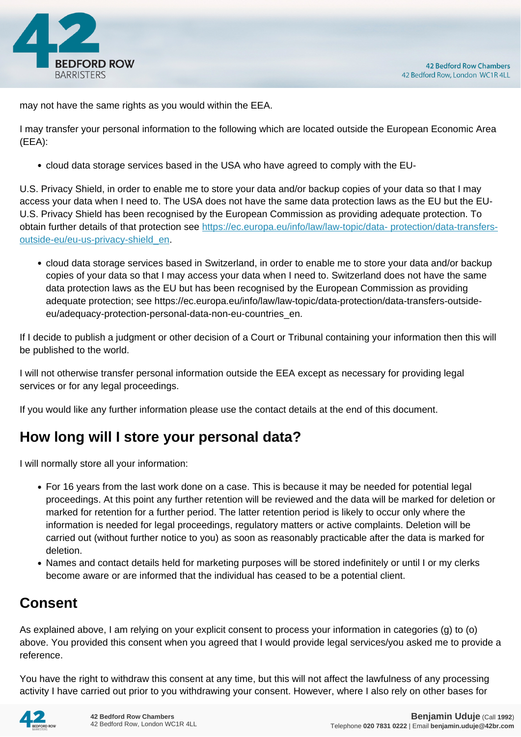may not have the same rights as you would within the EEA.

I may transfer your personal information to the following which are located outside the European Economic Area (EEA):

- cloud data storage services based in the USA who have agreed to comply with the EU-

U.S. Privacy Shield, in order to enable me to store your data and/or backup copies of your data so that I may access your data when I need to. The USA does not have the same data protection laws as the EU but the EU-U.S. Privacy Shield has been recognised by the European Commission as providing adequate protection. To obtain further details of that protection see [https://ec.europa.eu/info/law/law-topic/data- protection/data-transfers-outside-eu/eu-us-privacy-shield_en](https://ec.europa.eu/info/law/law-topic/data-protection/data-transfers-outside-eu/eu-us-privacy-shield_en).

- cloud data storage services based in Switzerland, in order to enable me to store your data and/or backup copies of your data so that I may access your data when I need to. Switzerland does not have the same data protection laws as the EU but has been recognised by the European Commission as providing adequate protection; see https://ec.europa.eu/info/law/law-topic/data-protection/data-transfers-outside-eu/adequacy-protection-personal-data-non-eu-countries_en.

If I decide to publish a judgment or other decision of a Court or Tribunal containing your information then this will be published to the world.

I will not otherwise transfer personal information outside the EEA except as necessary for providing legal services or for any legal proceedings.

If you would like any further information please use the contact details at the end of this document.

## How long will I store your personal data?

I will normally store all your information:

- For 16 years from the last work done on a case. This is because it may be needed for potential legal proceedings. At this point any further retention will be reviewed and the data will be marked for deletion or marked for retention for a further period. The latter retention period is likely to occur only where the information is needed for legal proceedings, regulatory matters or active complaints. Deletion will be carried out (without further notice to you) as soon as reasonably practicable after the data is marked for deletion.
- Names and contact details held for marketing purposes will be stored indefinitely or until I or my clerks become aware or are informed that the individual has ceased to be a potential client.

## Consent

As explained above, I am relying on your explicit consent to process your information in categories (g) to (o) above. You provided this consent when you agreed that I would provide legal services/you asked me to provide a reference.

You have the right to withdraw this consent at any time, but this will not affect the lawfulness of any processing activity I have carried out prior to you withdrawing your consent. However, where I also rely on other bases for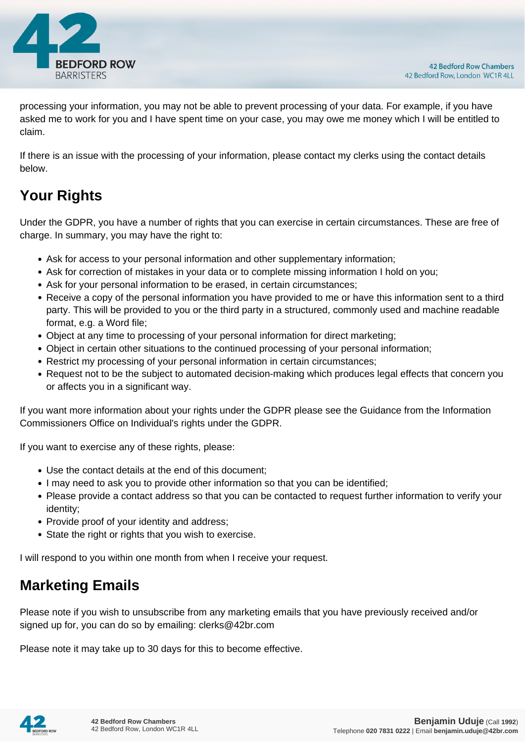processing your information, you may not be able to prevent processing of your data. For example, if you have asked me to work for you and I have spent time on your case, you may owe me money which I will be entitled to claim.

If there is an issue with the processing of your information, please contact my clerks using the contact details below.

## Your Rights

Under the GDPR, you have a number of rights that you can exercise in certain circumstances. These are free of charge. In summary, you may have the right to:

- Ask for access to your personal information and other supplementary information;
- Ask for correction of mistakes in your data or to complete missing information I hold on you;
- Ask for your personal information to be erased, in certain circumstances;
- Receive a copy of the personal information you have provided to me or have this information sent to a third party. This will be provided to you or the third party in a structured, commonly used and machine readable format, e.g. a Word file;
- Object at any time to processing of your personal information for direct marketing;
- Object in certain other situations to the continued processing of your personal information;
- Restrict my processing of your personal information in certain circumstances;
- Request not to be the subject to automated decision-making which produces legal effects that concern you or affects you in a significant way.

If you want more information about your rights under the GDPR please see the Guidance from the Information Commissioners Office on Individual's rights under the GDPR.

If you want to exercise any of these rights, please:

- Use the contact details at the end of this document;
- I may need to ask you to provide other information so that you can be identified;
- Please provide a contact address so that you can be contacted to request further information to verify your identity;
- Provide proof of your identity and address;
- State the right or rights that you wish to exercise.

I will respond to you within one month from when I receive your request.

## Marketing Emails

Please note if you wish to unsubscribe from any marketing emails that you have previously received and/or signed up for, you can do so by emailing: clerks@42br.com

Please note it may take up to 30 days for this to become effective.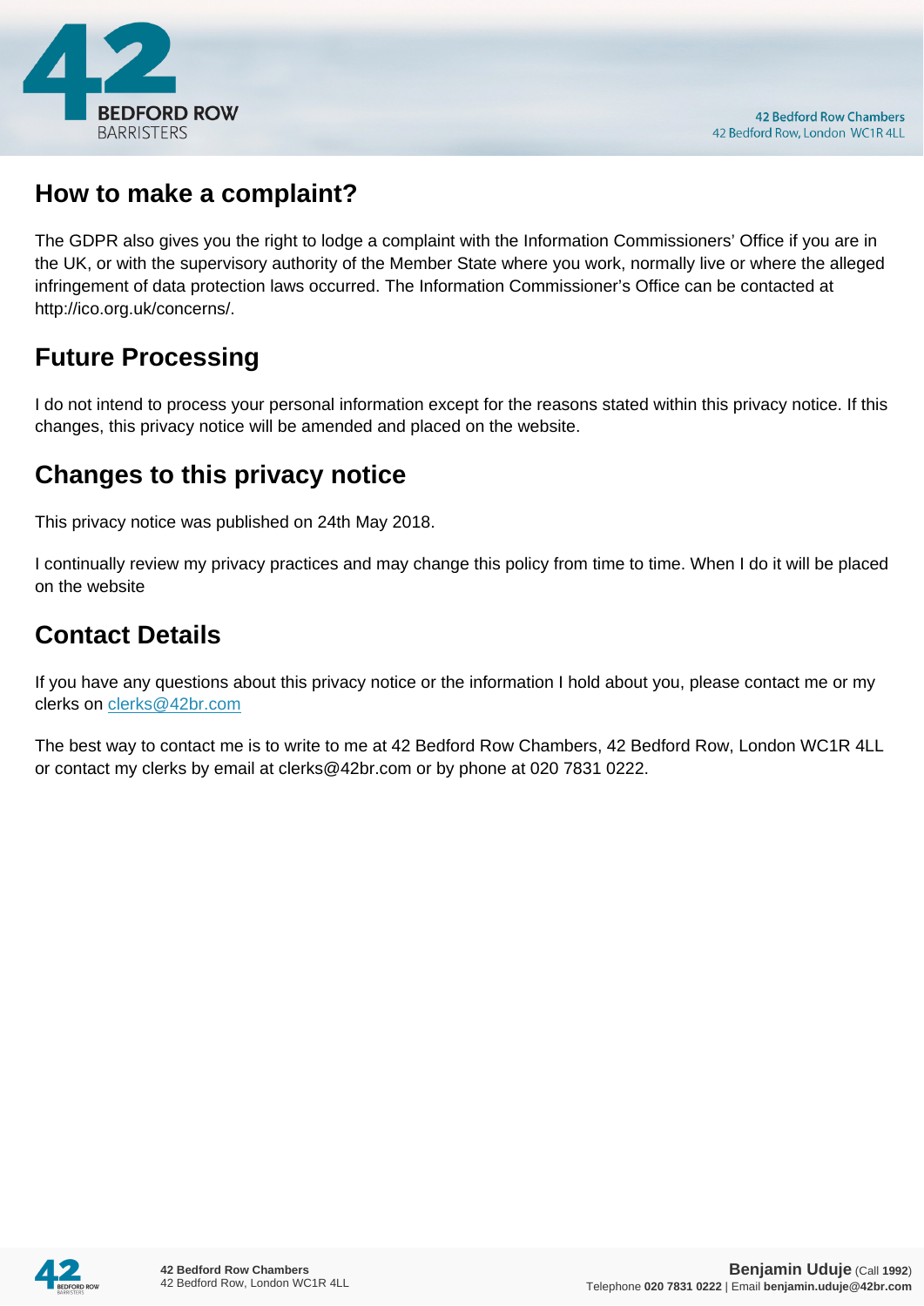## How to make a complaint?

The GDPR also gives you the right to lodge a complaint with the Information Commissioners' Office if you are in the UK, or with the supervisory authority of the Member State where you work, normally live or where the alleged infringement of data protection laws occurred. The Information Commissioner's Office can be contacted at http://ico.org.uk/concerns/.

## Future Processing

I do not intend to process your personal information except for the reasons stated within this privacy notice. If this changes, this privacy notice will be amended and placed on the website.

## Changes to this privacy notice

This privacy notice was published on 24th May 2018.

I continually review my privacy practices and may change this policy from time to time. When I do it will be placed on the website

## Contact Details

If you have any questions about this privacy notice or the information I hold about you, please contact me or my clerks on [clerks@42br.com](mailto:clerks@42br.com)

The best way to contact me is to write to me at 42 Bedford Row Chambers, 42 Bedford Row, London WC1R 4LL or contact my clerks by email at clerks@42br.com or by phone at 020 7831 0222.